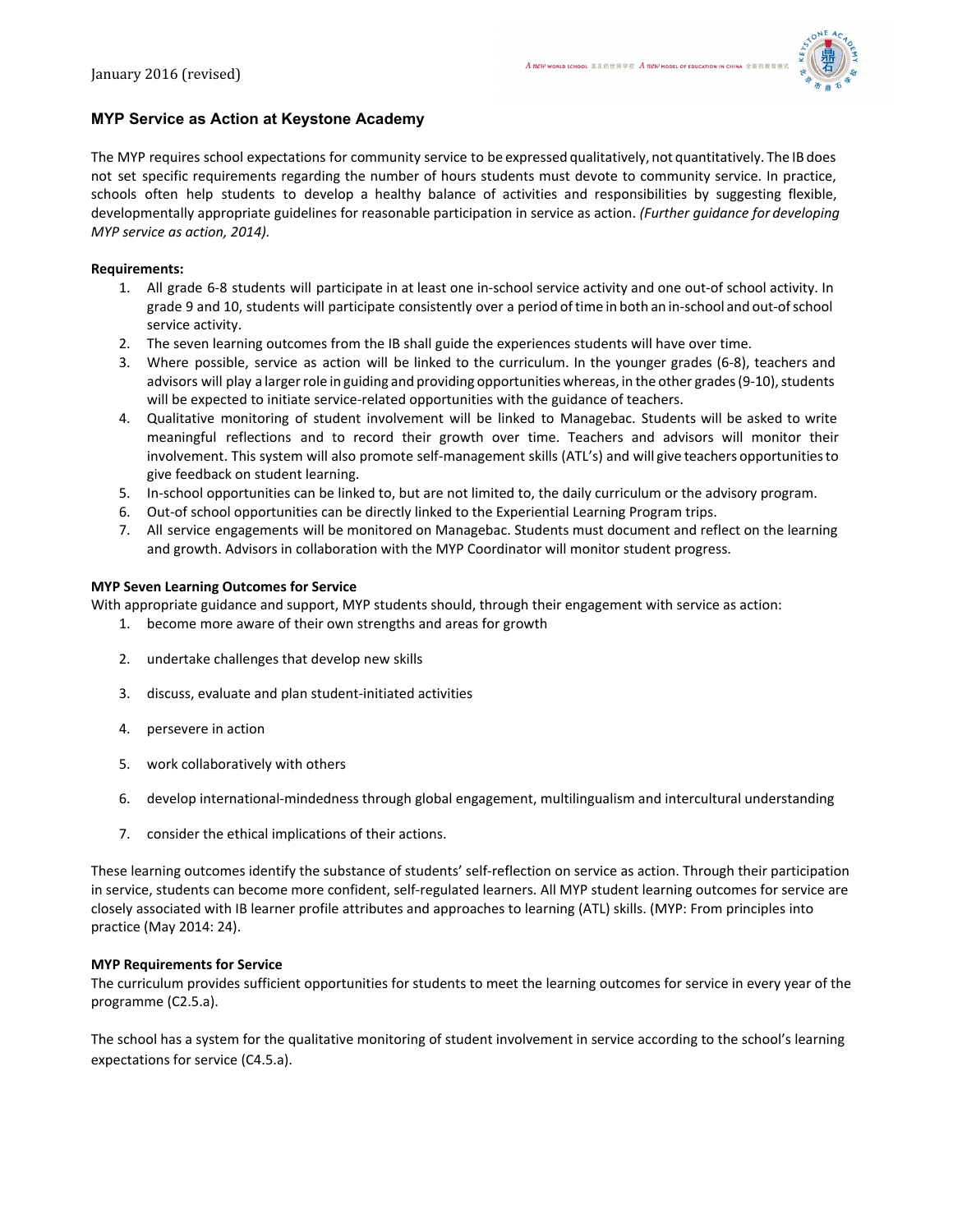January 2016 (revised)

## MYP Service as Action at Keystone Academy

The MYP requires school expectations for community service to be expressed qualitatively, not quantitatively. The IB does not set specific requirements regarding the number of hours students must devote to community service. In practice, schools often help students to develop a healthy balance of activities and responsibilities by suggesting flexible, developmentally appropriate guidelines for reasonable participation in service as action. *(Further guidance for developing MYP service as action, 2014).*

**Requirements:**

1. All grade 6-8 students will participate in at least one in-school service activity and one out-of school activity. In grade 9 and 10, students will participate consistently over a period of time in both an in-school and out-of school service activity.
2. The seven learning outcomes from the IB shall guide the experiences students will have over time.
3. Where possible, service as action will be linked to the curriculum. In the younger grades (6-8), teachers and advisors will play a larger role in guiding and providing opportunities whereas, in the other grades (9-10), students will be expected to initiate service-related opportunities with the guidance of teachers.
4. Qualitative monitoring of student involvement will be linked to Managebac. Students will be asked to write meaningful reflections and to record their growth over time. Teachers and advisors will monitor their involvement. This system will also promote self-management skills (ATL's) and will give teachers opportunities to give feedback on student learning.
5. In-school opportunities can be linked to, but are not limited to, the daily curriculum or the advisory program.
6. Out-of school opportunities can be directly linked to the Experiential Learning Program trips.
7. All service engagements will be monitored on Managebac. Students must document and reflect on the learning and growth. Advisors in collaboration with the MYP Coordinator will monitor student progress.

**MYP Seven Learning Outcomes for Service**

With appropriate guidance and support, MYP students should, through their engagement with service as action:

1. become more aware of their own strengths and areas for growth
2. undertake challenges that develop new skills
3. discuss, evaluate and plan student-initiated activities
4. persevere in action
5. work collaboratively with others
6. develop international-mindedness through global engagement, multilingualism and intercultural understanding
7. consider the ethical implications of their actions.

These learning outcomes identify the substance of students' self-reflection on service as action. Through their participation in service, students can become more confident, self-regulated learners. All MYP student learning outcomes for service are closely associated with IB learner profile attributes and approaches to learning (ATL) skills. (MYP: From principles into practice (May 2014: 24).

**MYP Requirements for Service**

The curriculum provides sufficient opportunities for students to meet the learning outcomes for service in every year of the programme (C2.5.a).

The school has a system for the qualitative monitoring of student involvement in service according to the school's learning expectations for service (C4.5.a).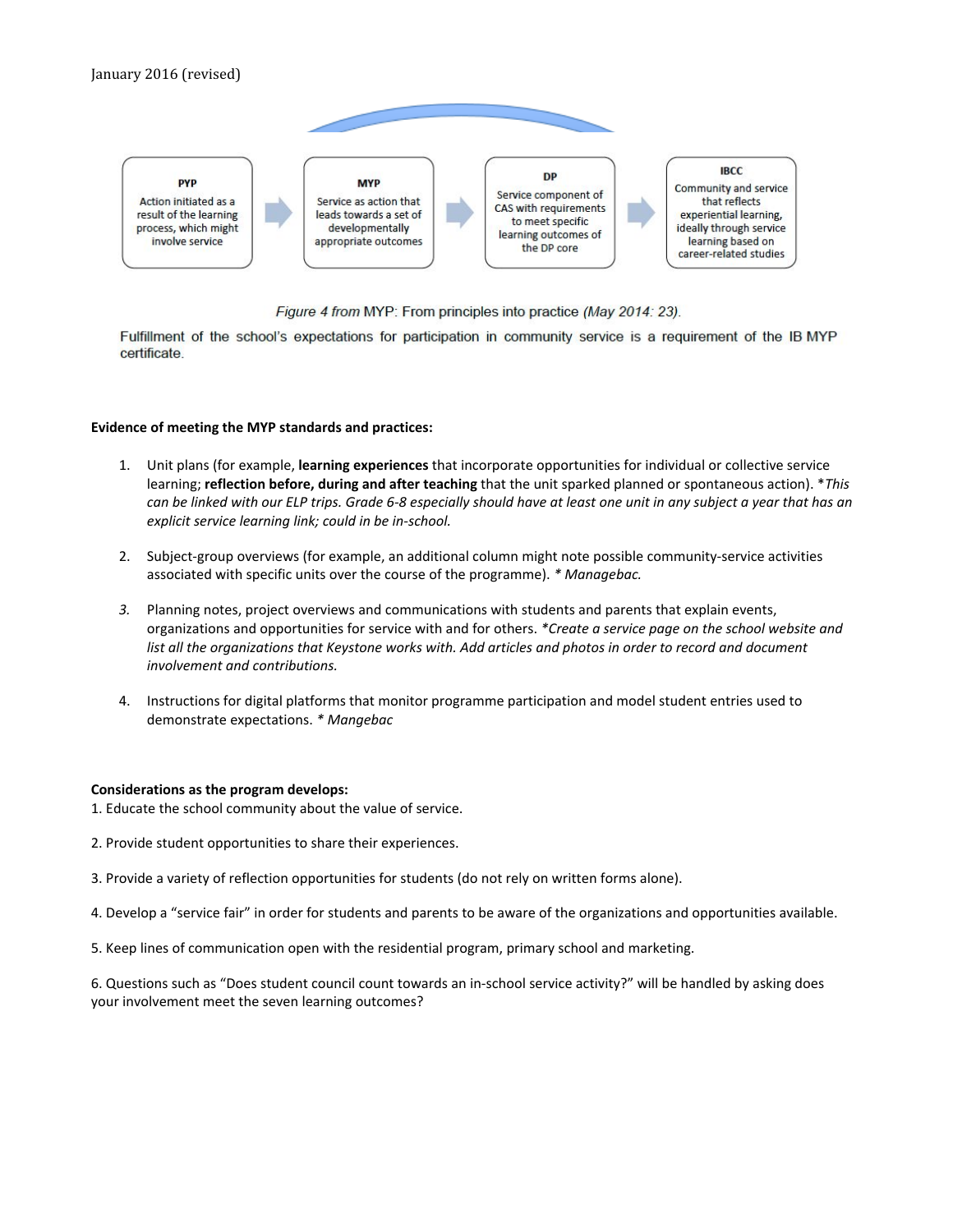January 2016 (revised)

**PYP**
Action initiated as a result of the learning process, which might involve service

**MYP**
Service as action that leads towards a set of developmentally appropriate outcomes

**DP**
Service component of CAS with requirements to meet specific learning outcomes of the DP core

**IBCC**
Community and service that reflects experiential learning, ideally through service learning based on career-related studies

*Figure 4 from* MYP: From principles into practice *(May 2014: 23).*

Fulfillment of the school's expectations for participation in community service is a requirement of the IB MYP certificate.

**Evidence of meeting the MYP standards and practices:**

1. Unit plans (for example, **learning experiences** that incorporate opportunities for individual or collective service learning; **reflection before, during and after teaching** that the unit sparked planned or spontaneous action). **This can be linked with our ELP trips. Grade 6-8 especially should have at least one unit in any subject a year that has an explicit service learning link; could in be in-school.*

2. Subject-group overviews (for example, an additional column might note possible community-service activities associated with specific units over the course of the programme). ** Managebac.*

3. Planning notes, project overviews and communications with students and parents that explain events, organizations and opportunities for service with and for others. **Create a service page on the school website and list all the organizations that Keystone works with. Add articles and photos in order to record and document involvement and contributions.*

4. Instructions for digital platforms that monitor programme participation and model student entries used to demonstrate expectations. ** Mangebac*

**Considerations as the program develops:**

1. Educate the school community about the value of service.

2. Provide student opportunities to share their experiences.

3. Provide a variety of reflection opportunities for students (do not rely on written forms alone).

4. Develop a "service fair" in order for students and parents to be aware of the organizations and opportunities available.

5. Keep lines of communication open with the residential program, primary school and marketing.

6. Questions such as "Does student council count towards an in-school service activity?" will be handled by asking does your involvement meet the seven learning outcomes?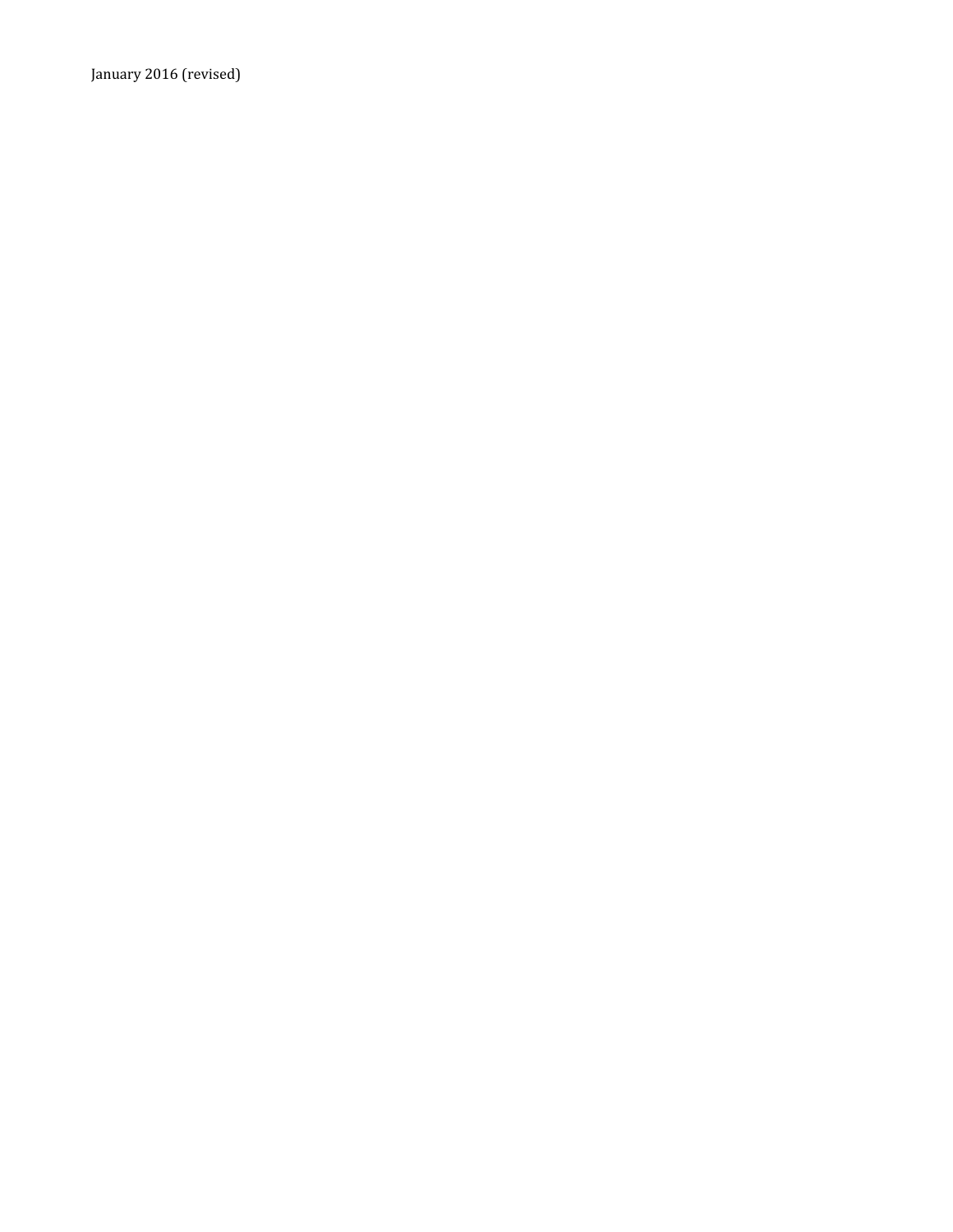January 2016 (revised)